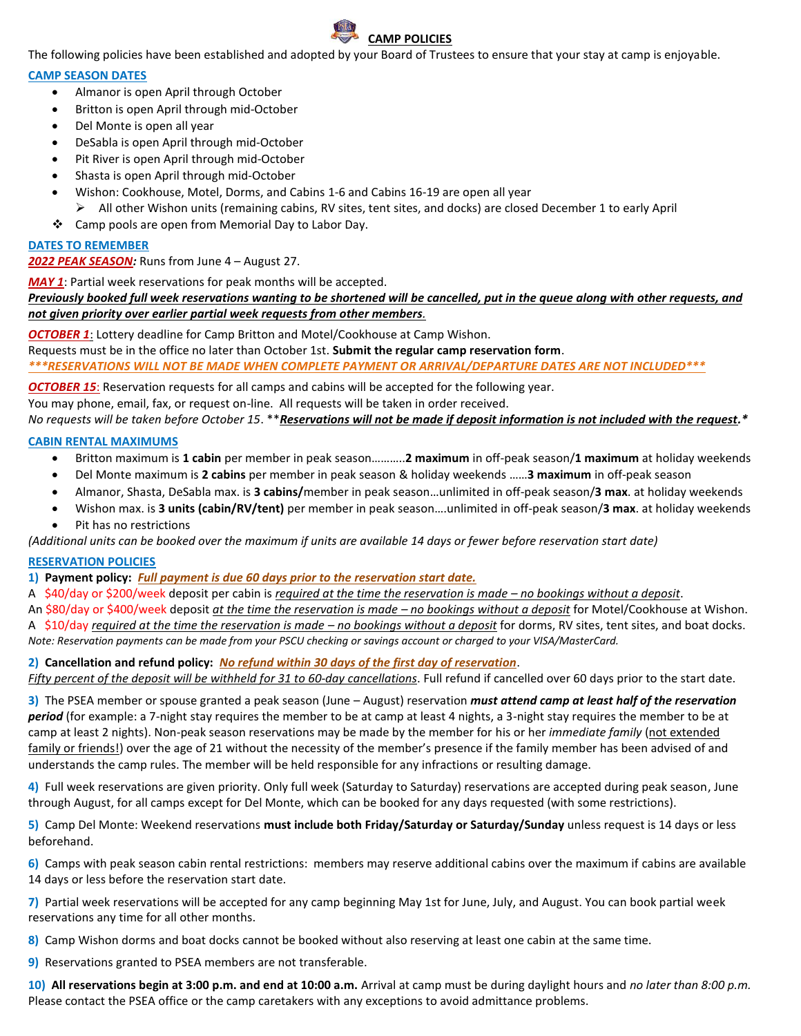# CAMP POLICIES

The following policies have been established and adopted by your Board of Trustees to ensure that your stay at camp is enjoyable.

## CAMP SEASON DATES

- Almanor is open April through October
- Britton is open April through mid-October
- Del Monte is open all year
- DeSabla is open April through mid-October
- Pit River is open April through mid-October
- Shasta is open April through mid-October
- Wishon: Cookhouse, Motel, Dorms, and Cabins 1-6 and Cabins 16-19 are open all year
  - All other Wishon units (remaining cabins, RV sites, tent sites, and docks) are closed December 1 to early April
- Camp pools are open from Memorial Day to Labor Day.

## DATES TO REMEMBER

***2022 PEAK SEASON*:** Runs from June 4 – August 27.

***MAY 1***: Partial week reservations for peak months will be accepted.

***Previously booked full week reservations wanting to be shortened will be cancelled, put in the queue along with other requests, and not given priority over earlier partial week requests from other members.***

***OCTOBER 1***: Lottery deadline for Camp Britton and Motel/Cookhouse at Camp Wishon.
Requests must be in the office no later than October 1st. **Submit the regular camp reservation form**.
****\*\*RESERVATIONS WILL NOT BE MADE WHEN COMPLETE PAYMENT OR ARRIVAL/DEPARTURE DATES ARE NOT INCLUDED\*\*\****

***OCTOBER 15***: Reservation requests for all camps and cabins will be accepted for the following year.
You may phone, email, fax, or request on-line. All requests will be taken in order received.
*No requests will be taken before October 15*. \*\****Reservations will not be made if deposit information is not included with the request.****

## CABIN RENTAL MAXIMUMS

- Britton maximum is **1 cabin** per member in peak season………..**2 maximum** in off-peak season/**1 maximum** at holiday weekends
- Del Monte maximum is **2 cabins** per member in peak season & holiday weekends ……**3 maximum** in off-peak season
- Almanor, Shasta, DeSabla max. is **3 cabins/**member in peak season…unlimited in off-peak season/**3 max**. at holiday weekends
- Wishon max. is **3 units (cabin/RV/tent)** per member in peak season….unlimited in off-peak season/**3 max**. at holiday weekends
- Pit has no restrictions

*(Additional units can be booked over the maximum if units are available 14 days or fewer before reservation start date)*

## RESERVATION POLICIES

**1) Payment policy:** ***Full payment is due 60 days prior to the reservation start date.***
A $40/day or $200/week deposit per cabin is *required at the time the reservation is made – no bookings without a deposit*.
An $80/day or $400/week deposit *at the time the reservation is made – no bookings without a deposit* for Motel/Cookhouse at Wishon.
A $10/day *required at the time the reservation is made – no bookings without a deposit* for dorms, RV sites, tent sites, and boat docks.
*Note: Reservation payments can be made from your PSCU checking or savings account or charged to your VISA/MasterCard.*

**2) Cancellation and refund policy:** ***No refund within 30 days of the first day of reservation***.
*Fifty percent of the deposit will be withheld for 31 to 60-day cancellations*. Full refund if cancelled over 60 days prior to the start date.

**3)** The PSEA member or spouse granted a peak season (June – August) reservation ***must attend camp at least half of the reservation period*** (for example: a 7-night stay requires the member to be at camp at least 4 nights, a 3-night stay requires the member to be at camp at least 2 nights). Non-peak season reservations may be made by the member for his or her *immediate family* (not extended family or friends!) over the age of 21 without the necessity of the member's presence if the family member has been advised of and understands the camp rules. The member will be held responsible for any infractions or resulting damage.

**4)** Full week reservations are given priority. Only full week (Saturday to Saturday) reservations are accepted during peak season, June through August, for all camps except for Del Monte, which can be booked for any days requested (with some restrictions).

**5)** Camp Del Monte: Weekend reservations **must include both Friday/Saturday or Saturday/Sunday** unless request is 14 days or less beforehand.

**6)** Camps with peak season cabin rental restrictions: members may reserve additional cabins over the maximum if cabins are available 14 days or less before the reservation start date.

**7)** Partial week reservations will be accepted for any camp beginning May 1st for June, July, and August. You can book partial week reservations any time for all other months.

**8)** Camp Wishon dorms and boat docks cannot be booked without also reserving at least one cabin at the same time.

**9)** Reservations granted to PSEA members are not transferable.

**10) All reservations begin at 3:00 p.m. and end at 10:00 a.m.** Arrival at camp must be during daylight hours and *no later than 8:00 p.m.* Please contact the PSEA office or the camp caretakers with any exceptions to avoid admittance problems.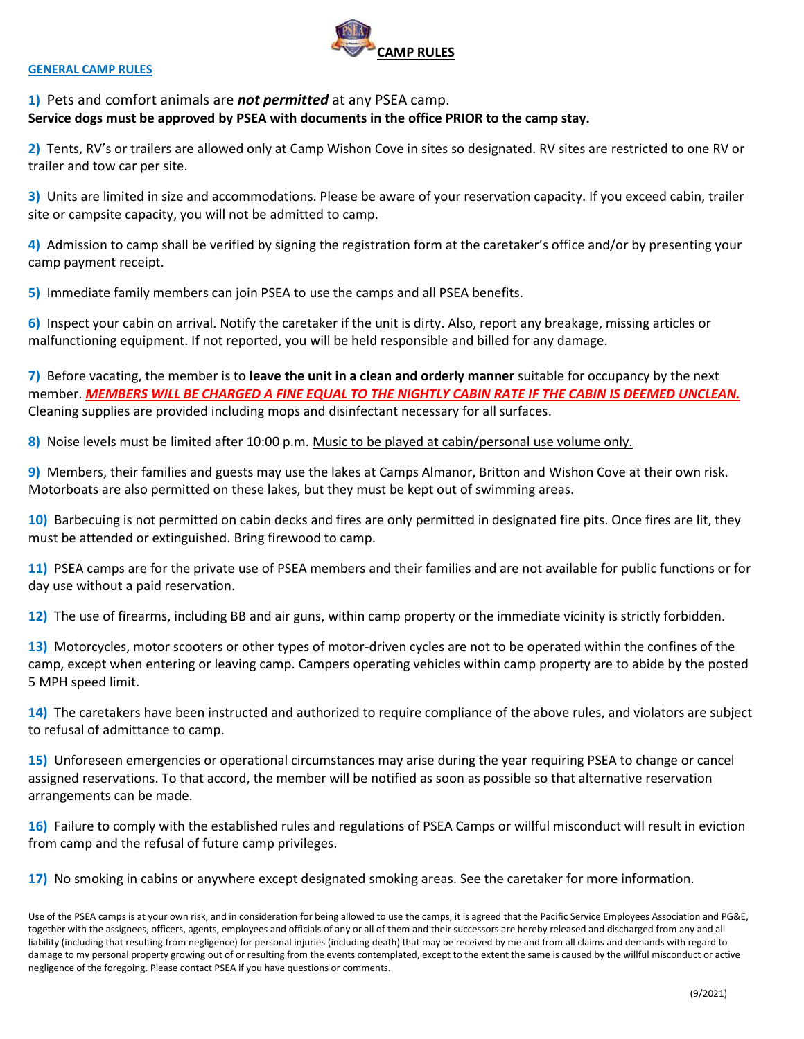# CAMP RULES

## GENERAL CAMP RULES

**1)** Pets and comfort animals are ***not permitted*** at any PSEA camp.
**Service dogs must be approved by PSEA with documents in the office PRIOR to the camp stay.**

**2)** Tents, RV's or trailers are allowed only at Camp Wishon Cove in sites so designated. RV sites are restricted to one RV or trailer and tow car per site.

**3)** Units are limited in size and accommodations. Please be aware of your reservation capacity. If you exceed cabin, trailer site or campsite capacity, you will not be admitted to camp.

**4)** Admission to camp shall be verified by signing the registration form at the caretaker's office and/or by presenting your camp payment receipt.

**5)** Immediate family members can join PSEA to use the camps and all PSEA benefits.

**6)** Inspect your cabin on arrival. Notify the caretaker if the unit is dirty. Also, report any breakage, missing articles or malfunctioning equipment. If not reported, you will be held responsible and billed for any damage.

**7)** Before vacating, the member is to **leave the unit in a clean and orderly manner** suitable for occupancy by the next member. ***MEMBERS WILL BE CHARGED A FINE EQUAL TO THE NIGHTLY CABIN RATE IF THE CABIN IS DEEMED UNCLEAN.*** Cleaning supplies are provided including mops and disinfectant necessary for all surfaces.

**8)** Noise levels must be limited after 10:00 p.m. Music to be played at cabin/personal use volume only.

**9)** Members, their families and guests may use the lakes at Camps Almanor, Britton and Wishon Cove at their own risk. Motorboats are also permitted on these lakes, but they must be kept out of swimming areas.

**10)** Barbecuing is not permitted on cabin decks and fires are only permitted in designated fire pits. Once fires are lit, they must be attended or extinguished. Bring firewood to camp.

**11)** PSEA camps are for the private use of PSEA members and their families and are not available for public functions or for day use without a paid reservation.

**12)** The use of firearms, including BB and air guns, within camp property or the immediate vicinity is strictly forbidden.

**13)** Motorcycles, motor scooters or other types of motor-driven cycles are not to be operated within the confines of the camp, except when entering or leaving camp. Campers operating vehicles within camp property are to abide by the posted 5 MPH speed limit.

**14)** The caretakers have been instructed and authorized to require compliance of the above rules, and violators are subject to refusal of admittance to camp.

**15)** Unforeseen emergencies or operational circumstances may arise during the year requiring PSEA to change or cancel assigned reservations. To that accord, the member will be notified as soon as possible so that alternative reservation arrangements can be made.

**16)** Failure to comply with the established rules and regulations of PSEA Camps or willful misconduct will result in eviction from camp and the refusal of future camp privileges.

**17)** No smoking in cabins or anywhere except designated smoking areas. See the caretaker for more information.

Use of the PSEA camps is at your own risk, and in consideration for being allowed to use the camps, it is agreed that the Pacific Service Employees Association and PG&E, together with the assignees, officers, agents, employees and officials of any or all of them and their successors are hereby released and discharged from any and all liability (including that resulting from negligence) for personal injuries (including death) that may be received by me and from all claims and demands with regard to damage to my personal property growing out of or resulting from the events contemplated, except to the extent the same is caused by the willful misconduct or active negligence of the foregoing. Please contact PSEA if you have questions or comments.

(9/2021)